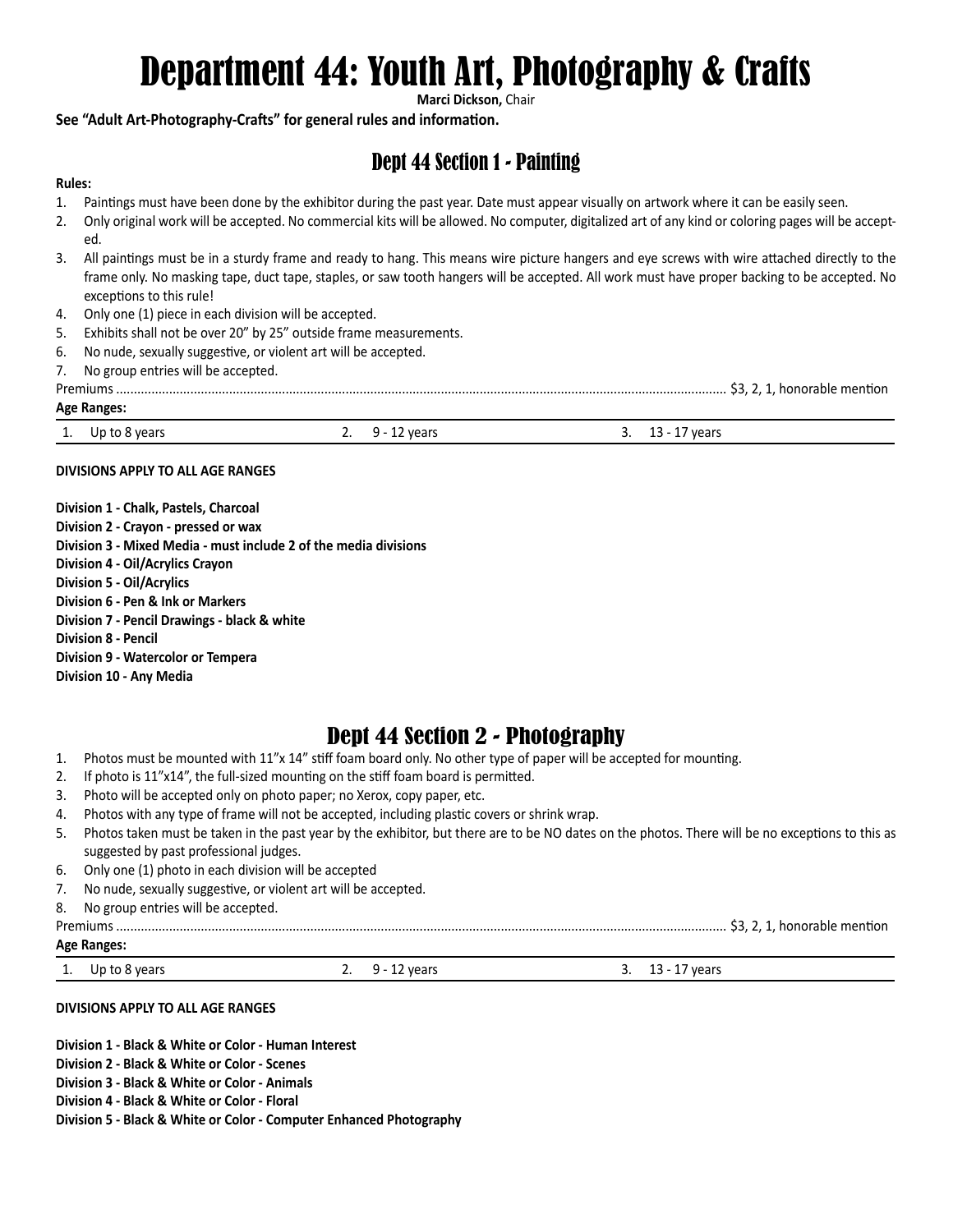# Department 44: Youth Art, Photography & Crafts

**Marci Dickson,** Chair

**See "Adult Art-Photography-Crafts" for general rules and information.**

## Dept 44 Section 1 - Painting

**Rules:**

1. Paintings must have been done by the exhibitor during the past year. Date must appear visually on artwork where it can be easily seen.
2. Only original work will be accepted. No commercial kits will be allowed. No computer, digitalized art of any kind or coloring pages will be accepted.
3. All paintings must be in a sturdy frame and ready to hang. This means wire picture hangers and eye screws with wire attached directly to the frame only. No masking tape, duct tape, staples, or saw tooth hangers will be accepted. All work must have proper backing to be accepted. No exceptions to this rule!
4. Only one (1) piece in each division will be accepted.
5. Exhibits shall not be over 20" by 25" outside frame measurements.
6. No nude, sexually suggestive, or violent art will be accepted.
7. No group entries will be accepted.

Premiums ........................................ $3, 2, 1, honorable mention

**Age Ranges:**

| 1. Up to 8 years | 2. 9 - 12 years | 3. 13 - 17 years |
|---|---|---|

**DIVISIONS APPLY TO ALL AGE RANGES**

**Division 1 - Chalk, Pastels, Charcoal**
**Division 2 - Crayon - pressed or wax**
**Division 3 - Mixed Media - must include 2 of the media divisions**
**Division 4 - Oil/Acrylics Crayon**
**Division 5 - Oil/Acrylics**
**Division 6 - Pen & Ink or Markers**
**Division 7 - Pencil Drawings - black & white**
**Division 8 - Pencil**
**Division 9 - Watercolor or Tempera**
**Division 10 - Any Media**

## Dept 44 Section 2 - Photography

1. Photos must be mounted with 11"x 14" stiff foam board only. No other type of paper will be accepted for mounting.
2. If photo is 11"x14", the full-sized mounting on the stiff foam board is permitted.
3. Photo will be accepted only on photo paper; no Xerox, copy paper, etc.
4. Photos with any type of frame will not be accepted, including plastic covers or shrink wrap.
5. Photos taken must be taken in the past year by the exhibitor, but there are to be NO dates on the photos. There will be no exceptions to this as suggested by past professional judges.
6. Only one (1) photo in each division will be accepted
7. No nude, sexually suggestive, or violent art will be accepted.
8. No group entries will be accepted.

Premiums ........................................ $3, 2, 1, honorable mention

**Age Ranges:**

| 1. Up to 8 years | 2. 9 - 12 years | 3. 13 - 17 years |
|---|---|---|

**DIVISIONS APPLY TO ALL AGE RANGES**

**Division 1 - Black & White or Color - Human Interest**
**Division 2 - Black & White or Color - Scenes**
**Division 3 - Black & White or Color - Animals**
**Division 4 - Black & White or Color - Floral**
**Division 5 - Black & White or Color - Computer Enhanced Photography**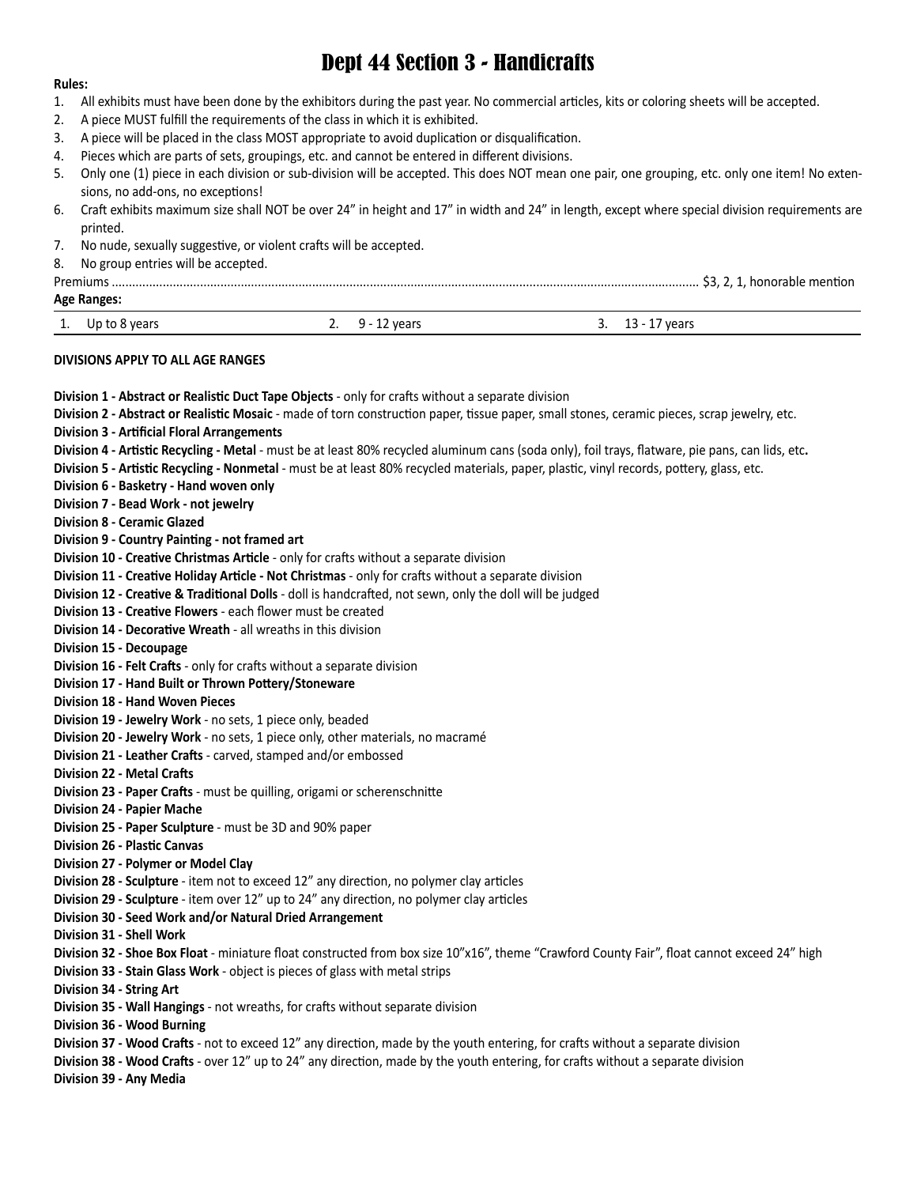# Dept 44 Section 3 - Handicrafts

**Rules:**

1. All exhibits must have been done by the exhibitors during the past year. No commercial articles, kits or coloring sheets will be accepted.
2. A piece MUST fulfill the requirements of the class in which it is exhibited.
3. A piece will be placed in the class MOST appropriate to avoid duplication or disqualification.
4. Pieces which are parts of sets, groupings, etc. and cannot be entered in different divisions.
5. Only one (1) piece in each division or sub-division will be accepted. This does NOT mean one pair, one grouping, etc. only one item! No extensions, no add-ons, no exceptions!
6. Craft exhibits maximum size shall NOT be over 24" in height and 17" in width and 24" in length, except where special division requirements are printed.
7. No nude, sexually suggestive, or violent crafts will be accepted.
8. No group entries will be accepted.

Premiums ........................................................................................................ $3, 2, 1, honorable mention

**Age Ranges:**

| 1. Up to 8 years | 2. 9 - 12 years | 3. 13 - 17 years |
|---|---|---|

**DIVISIONS APPLY TO ALL AGE RANGES**

**Division 1 - Abstract or Realistic Duct Tape Objects** - only for crafts without a separate division
**Division 2 - Abstract or Realistic Mosaic** - made of torn construction paper, tissue paper, small stones, ceramic pieces, scrap jewelry, etc.
**Division 3 - Artificial Floral Arrangements**
**Division 4 - Artistic Recycling - Metal** - must be at least 80% recycled aluminum cans (soda only), foil trays, flatware, pie pans, can lids, etc**.**
**Division 5 - Artistic Recycling - Nonmetal** - must be at least 80% recycled materials, paper, plastic, vinyl records, pottery, glass, etc.
**Division 6 - Basketry - Hand woven only**
**Division 7 - Bead Work - not jewelry**
**Division 8 - Ceramic Glazed**
**Division 9 - Country Painting - not framed art**
**Division 10 - Creative Christmas Article** - only for crafts without a separate division
**Division 11 - Creative Holiday Article - Not Christmas** - only for crafts without a separate division
**Division 12 - Creative & Traditional Dolls** - doll is handcrafted, not sewn, only the doll will be judged
**Division 13 - Creative Flowers** - each flower must be created
**Division 14 - Decorative Wreath** - all wreaths in this division
**Division 15 - Decoupage**
**Division 16 - Felt Crafts** - only for crafts without a separate division
**Division 17 - Hand Built or Thrown Pottery/Stoneware**
**Division 18 - Hand Woven Pieces**
**Division 19 - Jewelry Work** - no sets, 1 piece only, beaded
**Division 20 - Jewelry Work** - no sets, 1 piece only, other materials, no macramé
**Division 21 - Leather Crafts** - carved, stamped and/or embossed
**Division 22 - Metal Crafts**
**Division 23 - Paper Crafts** - must be quilling, origami or scherenschnitte
**Division 24 - Papier Mache**
**Division 25 - Paper Sculpture** - must be 3D and 90% paper
**Division 26 - Plastic Canvas**
**Division 27 - Polymer or Model Clay**
**Division 28 - Sculpture** - item not to exceed 12" any direction, no polymer clay articles
**Division 29 - Sculpture** - item over 12" up to 24" any direction, no polymer clay articles
**Division 30 - Seed Work and/or Natural Dried Arrangement**
**Division 31 - Shell Work**
**Division 32 - Shoe Box Float** - miniature float constructed from box size 10"x16", theme "Crawford County Fair", float cannot exceed 24" high
**Division 33 - Stain Glass Work** - object is pieces of glass with metal strips
**Division 34 - String Art**
**Division 35 - Wall Hangings** - not wreaths, for crafts without separate division
**Division 36 - Wood Burning**
**Division 37 - Wood Crafts** - not to exceed 12" any direction, made by the youth entering, for crafts without a separate division
**Division 38 - Wood Crafts** - over 12" up to 24" any direction, made by the youth entering, for crafts without a separate division
**Division 39 - Any Media**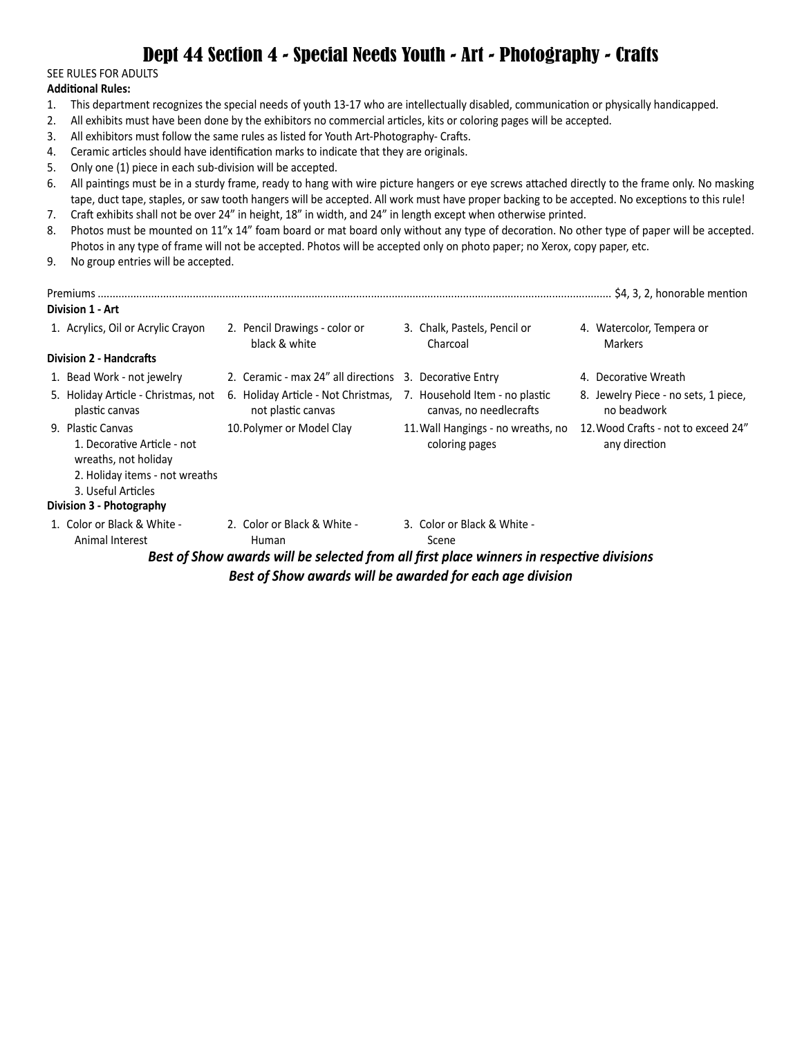# Dept 44 Section 4 - Special Needs Youth - Art - Photography - Crafts

SEE RULES FOR ADULTS

**Additional Rules:**

1. This department recognizes the special needs of youth 13-17 who are intellectually disabled, communication or physically handicapped.
2. All exhibits must have been done by the exhibitors no commercial articles, kits or coloring pages will be accepted.
3. All exhibitors must follow the same rules as listed for Youth Art-Photography- Crafts.
4. Ceramic articles should have identification marks to indicate that they are originals.
5. Only one (1) piece in each sub-division will be accepted.
6. All paintings must be in a sturdy frame, ready to hang with wire picture hangers or eye screws attached directly to the frame only. No masking tape, duct tape, staples, or saw tooth hangers will be accepted. All work must have proper backing to be accepted. No exceptions to this rule!
7. Craft exhibits shall not be over 24" in height, 18" in width, and 24" in length except when otherwise printed.
8. Photos must be mounted on 11"x 14" foam board or mat board only without any type of decoration. No other type of paper will be accepted. Photos in any type of frame will not be accepted. Photos will be accepted only on photo paper; no Xerox, copy paper, etc.
9. No group entries will be accepted.

Premiums ........................................................ $4, 3, 2, honorable mention

**Division 1 - Art**

1. Acrylics, Oil or Acrylic Crayon
2. Pencil Drawings - color or black & white
3. Chalk, Pastels, Pencil or Charcoal
4. Watercolor, Tempera or Markers

**Division 2 - Handcrafts**

1. Bead Work - not jewelry
2. Ceramic - max 24" all directions
3. Decorative Entry
4. Decorative Wreath
5. Holiday Article - Christmas, not plastic canvas
6. Holiday Article - Not Christmas, not plastic canvas
7. Household Item - no plastic canvas, no needlecrafts
8. Jewelry Piece - no sets, 1 piece, no beadwork
9. Plastic Canvas
   1. Decorative Article - not wreaths, not holiday
   2. Holiday items - not wreaths
   3. Useful Articles
10. Polymer or Model Clay
11. Wall Hangings - no wreaths, no coloring pages
12. Wood Crafts - not to exceed 24" any direction

**Division 3 - Photography**

1. Color or Black & White - Animal Interest
2. Color or Black & White - Human
3. Color or Black & White - Scene

***Best of Show awards will be selected from all first place winners in respective divisions***

***Best of Show awards will be awarded for each age division***